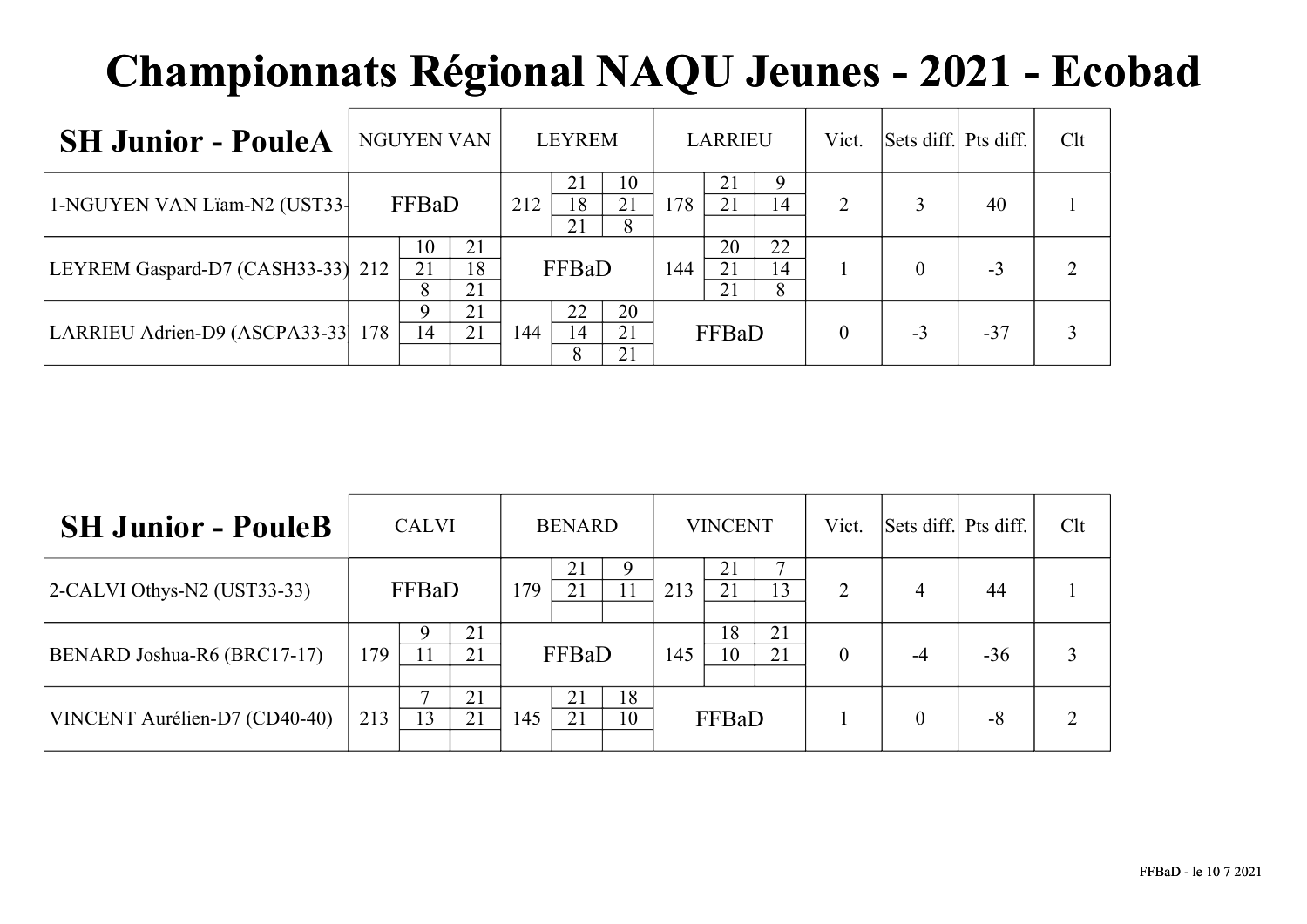# Championnats Régional NAQU Jeunes - 2021 - Ecobad

| SH Junior - PouleA | NGUYEN VAN | LEYREM | LARRIEU | Vict. | Sets diff. | Pts diff. | Clt |
|---|---|---|---|---|---|---|---|
| 1-NGUYEN VAN Lïam-N2 (UST33- | FFBaD | 212 — 21-10 / 18-21 / 21-8 | 178 — 21-9 / 21-14 | 2 | 3 | 40 | 1 |
| LEYREM Gaspard-D7 (CASH33-33) | 212 — 10-21 / 21-18 / 8-21 | FFBaD | 144 — 20-22 / 21-14 / 21-8 | 1 | 0 | -3 | 2 |
| LARRIEU Adrien-D9 (ASCPA33-33 | 178 — 9-21 / 14-21 | 144 — 22-20 / 14-21 / 8-21 | FFBaD | 0 | -3 | -37 | 3 |

| SH Junior - PouleB | CALVI | BENARD | VINCENT | Vict. | Sets diff. | Pts diff. | Clt |
|---|---|---|---|---|---|---|---|
| 2-CALVI Othys-N2 (UST33-33) | FFBaD | 179 — 21-9 / 21-11 | 213 — 21-7 / 21-13 | 2 | 4 | 44 | 1 |
| BENARD Joshua-R6 (BRC17-17) | 179 — 9-21 / 11-21 | FFBaD | 145 — 18-21 / 10-21 | 0 | -4 | -36 | 3 |
| VINCENT Aurélien-D7 (CD40-40) | 213 — 7-21 / 13-21 | 145 — 21-18 / 21-10 | FFBaD | 1 | 0 | -8 | 2 |

FFBaD - le 10 7 2021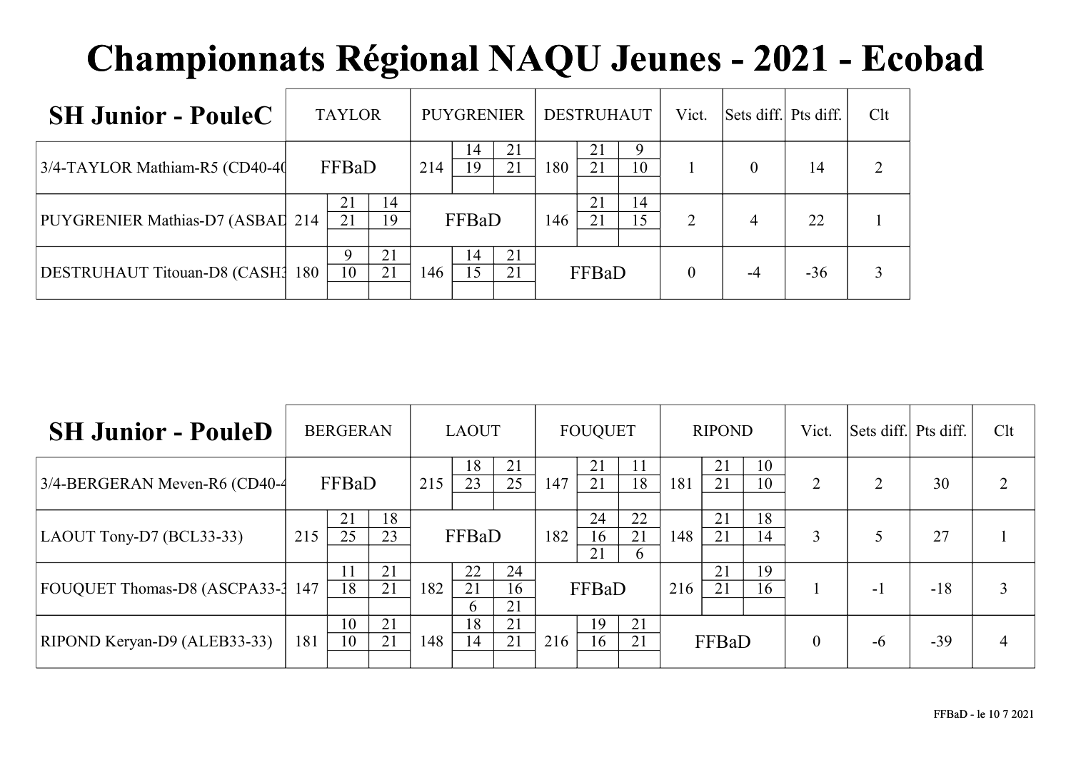# Championnats Régional NAQU Jeunes - 2021 - Ecobad

| SH Junior - PouleC | TAYLOR | | | PUYGRENIER | | | DESTRUHAUT | | | Vict. | Sets diff. | Pts diff. | Clt |
|---|---|---|---|---|---|---|---|---|---|---|---|---|---|
| 3/4-TAYLOR Mathiam-R5 (CD40-40 | FFBaD | | | 214 | 14 / 19 | 21 / 21 | 180 | 21 / 21 | 9 / 10 | 1 | 0 | 14 | 2 |
| PUYGRENIER Mathias-D7 (ASBAD | 214 | 21 / 21 | 14 / 19 | FFBaD | | | 146 | 21 / 21 | 14 / 15 | 2 | 4 | 22 | 1 |
| DESTRUHAUT Titouan-D8 (CASH3 | 180 | 9 / 10 | 21 / 21 | 146 | 14 / 15 | 21 / 21 | FFBaD | | | 0 | -4 | -36 | 3 |

| SH Junior - PouleD | BERGERAN | | | LAOUT | | | FOUQUET | | | RIPOND | | | Vict. | Sets diff. | Pts diff. | Clt |
|---|---|---|---|---|---|---|---|---|---|---|---|---|---|---|---|---|
| 3/4-BERGERAN Meven-R6 (CD40-4 | FFBaD | | | 215 | 18 / 23 | 21 / 25 | 147 | 21 / 21 | 11 / 18 | 181 | 21 / 21 | 10 / 10 | 2 | 2 | 30 | 2 |
| LAOUT Tony-D7 (BCL33-33) | 215 | 21 / 25 | 18 / 23 | FFBaD | | | 182 | 24 / 16 / 21 | 22 / 21 / 6 | 148 | 21 / 21 | 18 / 14 | 3 | 5 | 27 | 1 |
| FOUQUET Thomas-D8 (ASCPA33-3 | 147 | 11 / 18 | 21 / 21 | 182 | 22 / 21 / 6 | 24 / 16 / 21 | FFBaD | | | 216 | 21 / 21 | 19 / 16 | 1 | -1 | -18 | 3 |
| RIPOND Keryan-D9 (ALEB33-33) | 181 | 10 / 10 | 21 / 21 | 148 | 18 / 14 | 21 / 21 | 216 | 19 / 16 | 21 / 21 | FFBaD | | | 0 | -6 | -39 | 4 |

FFBaD - le 10 7 2021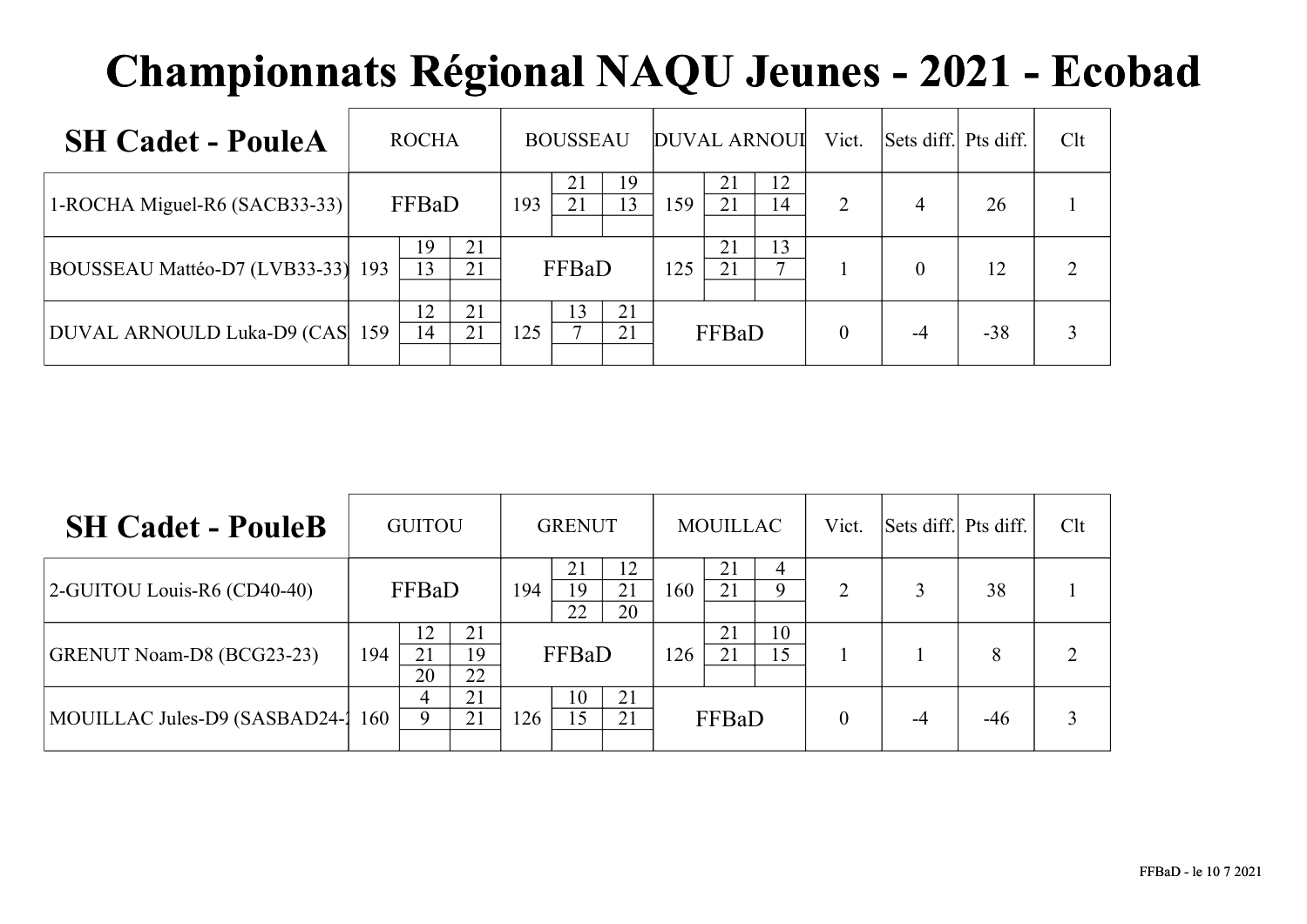# Championnats Régional NAQU Jeunes - 2021 - Ecobad

| SH Cadet - PouleA | ROCHA | BOUSSEAU | DUVAL ARNOUL | Vict. | Sets diff. | Pts diff. | Clt |
|---|---|---|---|---|---|---|---|
| 1-ROCHA Miguel-R6 (SACB33-33) | FFBaD | 193 21-19 21-13 | 159 21-12 21-14 | 2 | 4 | 26 | 1 |
| BOUSSEAU Mattéo-D7 (LVB33-33) | 193 19-21 13-21 | FFBaD | 125 21-13 21-7 | 1 | 0 | 12 | 2 |
| DUVAL ARNOULD Luka-D9 (CAS | 159 12-21 14-21 | 125 13-21 7-21 | FFBaD | 0 | -4 | -38 | 3 |

| SH Cadet - PouleB | GUITOU | GRENUT | MOUILLAC | Vict. | Sets diff. | Pts diff. | Clt |
|---|---|---|---|---|---|---|---|
| 2-GUITOU Louis-R6 (CD40-40) | FFBaD | 194 21-12 19-21 22-20 | 160 21-4 21-9 | 2 | 3 | 38 | 1 |
| GRENUT Noam-D8 (BCG23-23) | 194 12-21 21-19 20-22 | FFBaD | 126 21-10 21-15 | 1 | 1 | 8 | 2 |
| MOUILLAC Jules-D9 (SASBAD24-2 | 160 4-21 9-21 | 126 10-21 15-21 | FFBaD | 0 | -4 | -46 | 3 |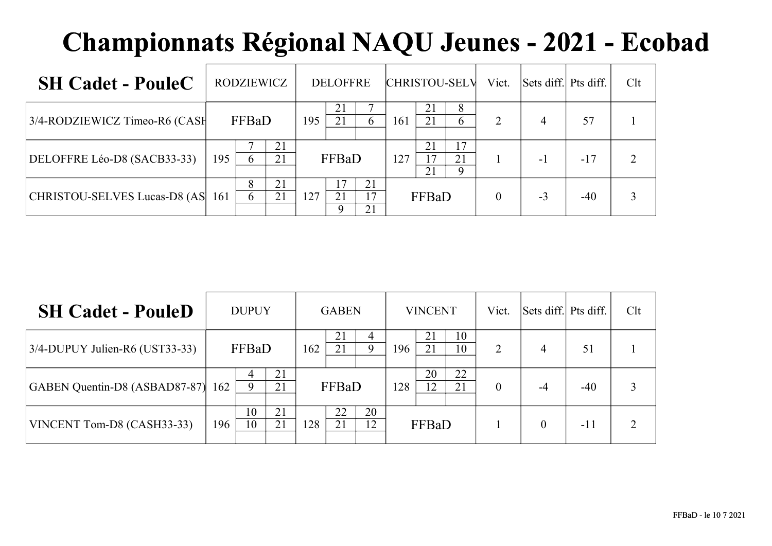# Championnats Régional NAQU Jeunes - 2021 - Ecobad

| SH Cadet - PouleC | RODZIEWICZ | DELOFFRE | CHRISTOU-SELV | Vict. | Sets diff. | Pts diff. | Clt |
|---|---|---|---|---|---|---|---|
| 3/4-RODZIEWICZ Timeo-R6 (CASH | FFBaD | 195 — 21-7, 21-6 | 161 — 21-8, 21-6 | 2 | 4 | 57 | 1 |
| DELOFFRE Léo-D8 (SACB33-33) | 195 — 7-21, 6-21 | FFBaD | 127 — 21-17, 17-21, 21-9 | 1 | -1 | -17 | 2 |
| CHRISTOU-SELVES Lucas-D8 (AS | 161 — 8-21, 6-21 | 127 — 17-21, 21-17, 9-21 | FFBaD | 0 | -3 | -40 | 3 |

| SH Cadet - PouleD | DUPUY | GABEN | VINCENT | Vict. | Sets diff. | Pts diff. | Clt |
|---|---|---|---|---|---|---|---|
| 3/4-DUPUY Julien-R6 (UST33-33) | FFBaD | 162 — 21-4, 21-9 | 196 — 21-10, 21-10 | 2 | 4 | 51 | 1 |
| GABEN Quentin-D8 (ASBAD87-87) | 162 — 4-21, 9-21 | FFBaD | 128 — 20-22, 12-21 | 0 | -4 | -40 | 3 |
| VINCENT Tom-D8 (CASH33-33) | 196 — 10-21, 10-21 | 128 — 22-20, 21-12 | FFBaD | 1 | 0 | -11 | 2 |

FFBaD - le 10 7 2021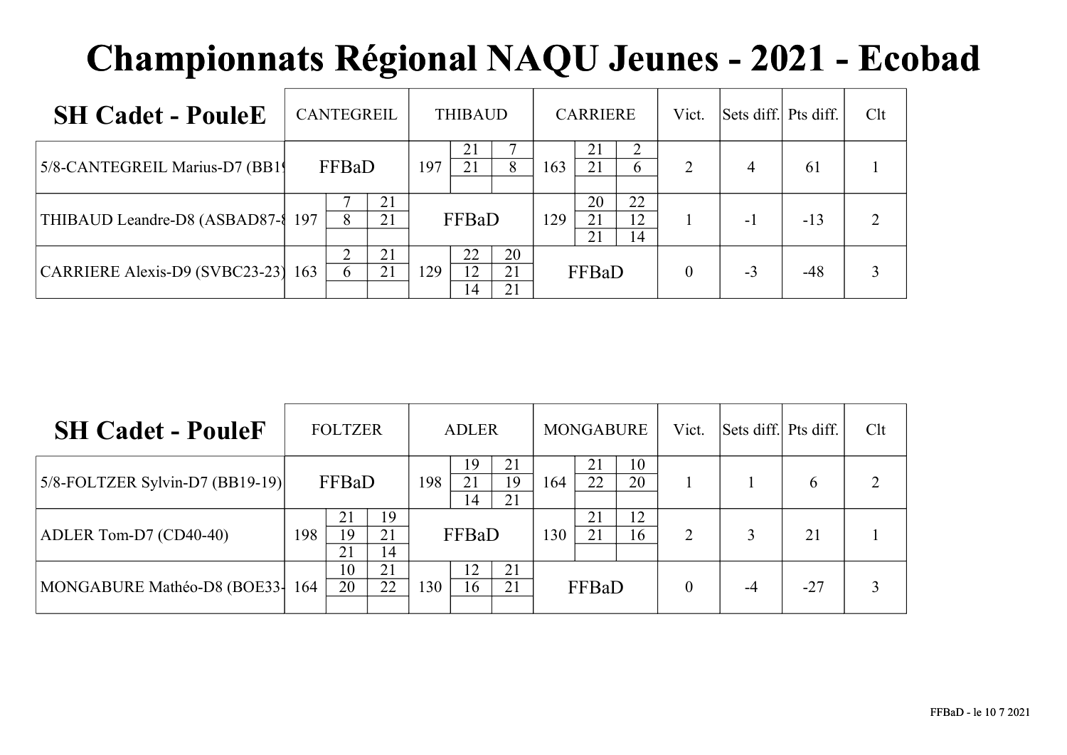# Championnats Régional NAQU Jeunes - 2021 - Ecobad

| SH Cadet - PouleE | CANTEGREIL | | | THIBAUD | | | CARRIERE | | | Vict. | Sets diff. | Pts diff. | Clt |
|---|---|---|---|---|---|---|---|---|---|---|---|---|---|
| 5/8-CANTEGREIL Marius-D7 (BB1 | FFBaD | | | 197 | 21 / 21 | 7 / 8 | 163 | 21 / 21 | 2 / 6 | 2 | 4 | 61 | 1 |
| THIBAUD Leandre-D8 (ASBAD87-8 | 197 | 7 / 8 | 21 / 21 | FFBaD | | | 129 | 20 / 21 / 21 | 22 / 12 / 14 | 1 | -1 | -13 | 2 |
| CARRIERE Alexis-D9 (SVBC23-23) | 163 | 2 / 6 | 21 / 21 | 129 | 22 / 12 / 14 | 20 / 21 / 21 | FFBaD | | | 0 | -3 | -48 | 3 |

| SH Cadet - PouleF | FOLTZER | | | ADLER | | | MONGABURE | | | Vict. | Sets diff. | Pts diff. | Clt |
|---|---|---|---|---|---|---|---|---|---|---|---|---|---|
| 5/8-FOLTZER Sylvin-D7 (BB19-19) | FFBaD | | | 198 | 19 / 21 / 14 | 21 / 19 / 21 | 164 | 21 / 22 | 10 / 20 | 1 | 1 | 6 | 2 |
| ADLER Tom-D7 (CD40-40) | 198 | 21 / 19 / 21 | 19 / 21 / 14 | FFBaD | | | 130 | 21 / 21 | 12 / 16 | 2 | 3 | 21 | 1 |
| MONGABURE Mathéo-D8 (BOE33- | 164 | 10 / 20 | 21 / 22 | 130 | 12 / 16 | 21 / 21 | FFBaD | | | 0 | -4 | -27 | 3 |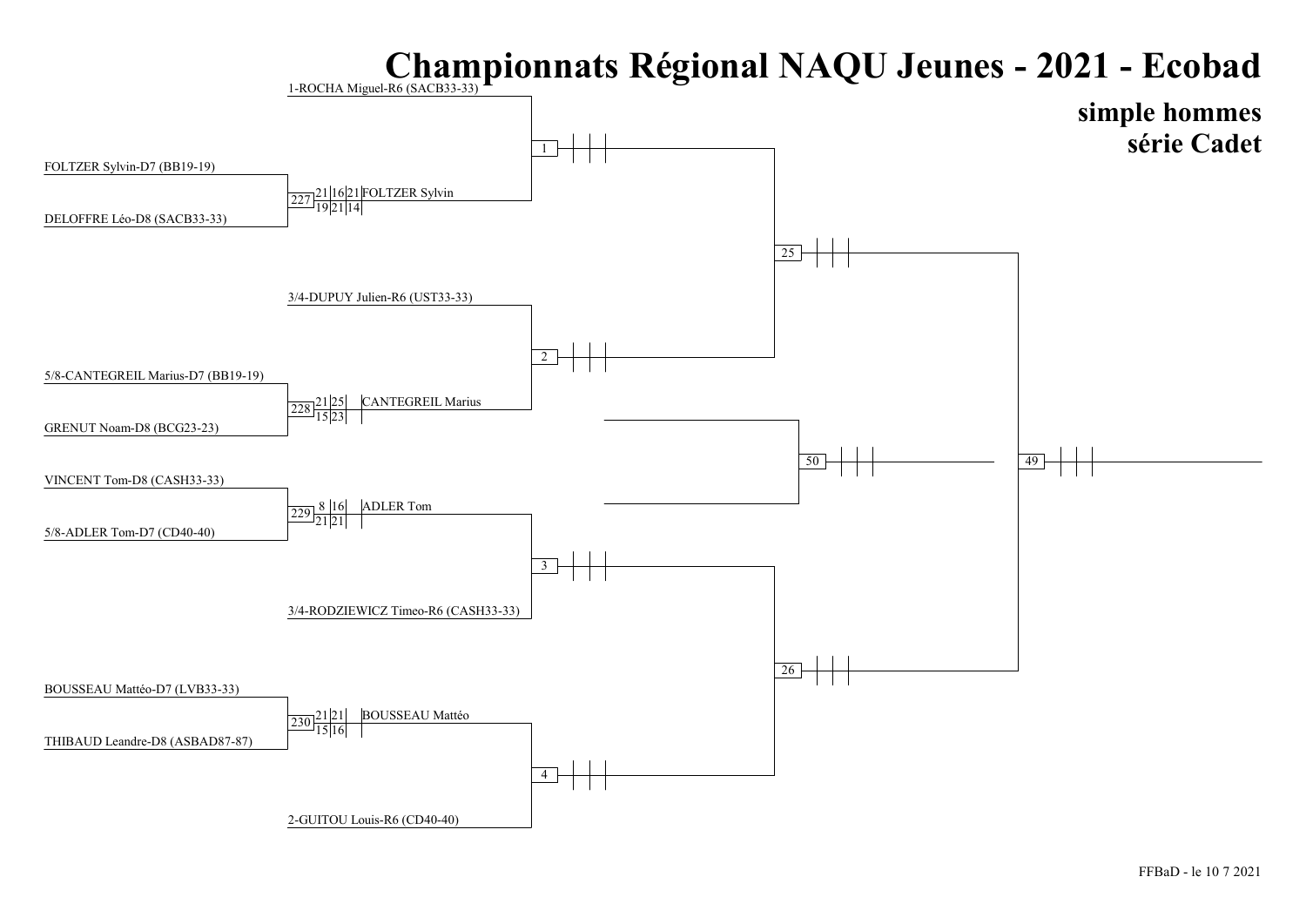# Championnats Régional NAQU Jeunes - 2021 - Ecobad

## simple hommes
## série Cadet

| Tour 1 | Match | Score | Vainqueur | Tour 2 |
|---|---|---|---|---|
| | | | | 1-ROCHA Miguel-R6 (SACB33-33) |
| FOLTZER Sylvin-D7 (BB19-19) / DELOFFRE Léo-D8 (SACB33-33) | 227 | 21-19 16-21 21-14 | FOLTZER Sylvin | |
| | | | | 3/4-DUPUY Julien-R6 (UST33-33) |
| 5/8-CANTEGREIL Marius-D7 (BB19-19) / GRENUT Noam-D8 (BCG23-23) | 228 | 21-15 25-23 | CANTEGREIL Marius | |
| VINCENT Tom-D8 (CASH33-33) / 5/8-ADLER Tom-D7 (CD40-40) | 229 | 8-21 16-21 | ADLER Tom | |
| | | | | 3/4-RODZIEWICZ Timeo-R6 (CASH33-33) |
| BOUSSEAU Mattéo-D7 (LVB33-33) / THIBAUD Leandre-D8 (ASBAD87-87) | 230 | 21-15 21-16 | BOUSSEAU Mattéo | |
| | | | | 2-GUITOU Louis-R6 (CD40-40) |

Matchs suivants : 1, 2, 3, 4 ; 25, 26 ; 50 ; 49

FFBaD - le 10 7 2021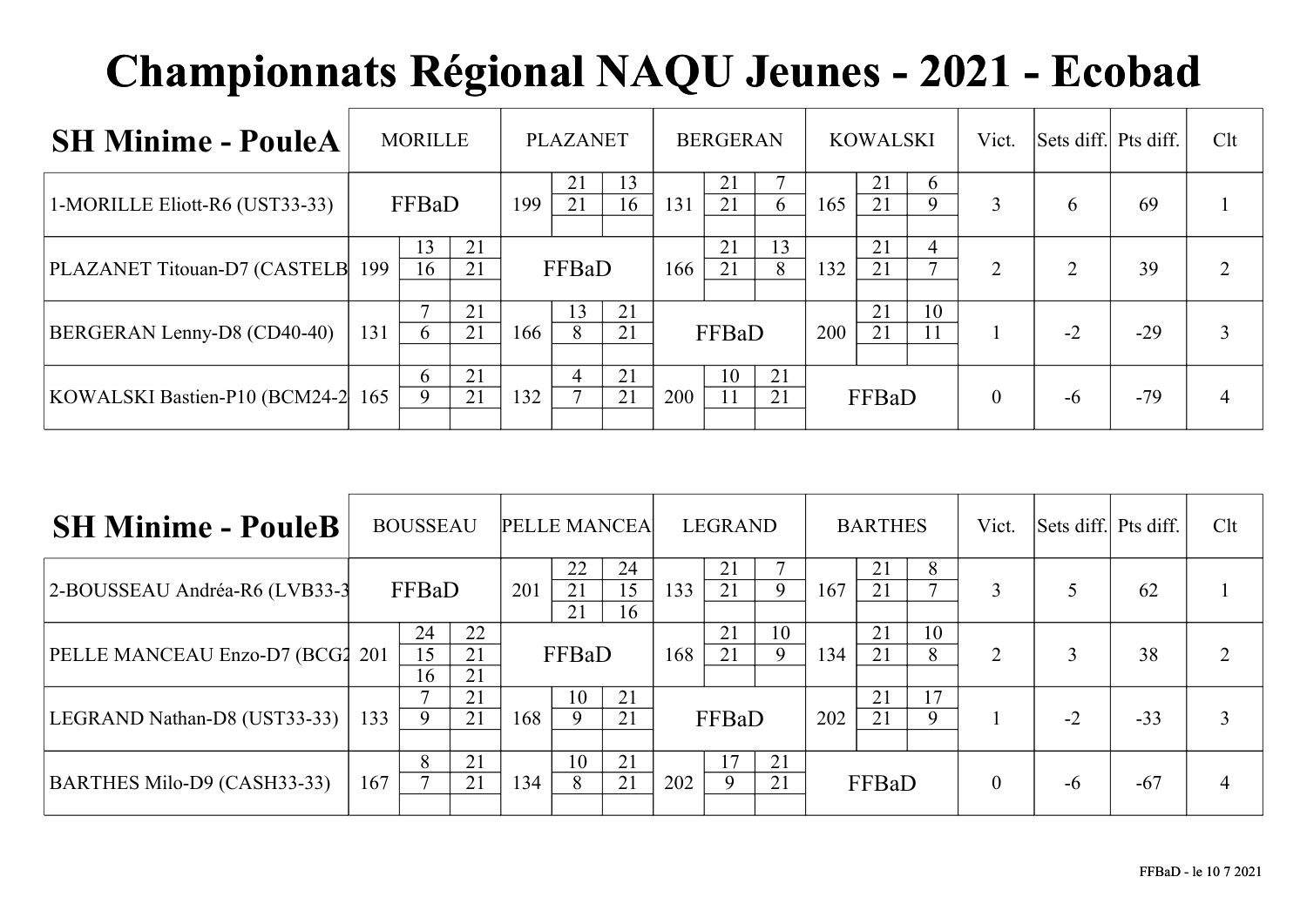# Championnats Régional NAQU Jeunes - 2021 - Ecobad

| SH Minime - PouleA | MORILLE | PLAZANET | BERGERAN | KOWALSKI | Vict. | Sets diff. | Pts diff. | Clt |
|---|---|---|---|---|---|---|---|---|
| 1-MORILLE Eliott-R6 (UST33-33) | FFBaD | 199 21-13 21-16 | 131 21-7 21-6 | 165 21-6 21-9 | 3 | 6 | 69 | 1 |
| PLAZANET Titouan-D7 (CASTELB | 199 13-21 16-21 | FFBaD | 166 21-13 21-8 | 132 21-4 21-7 | 2 | 2 | 39 | 2 |
| BERGERAN Lenny-D8 (CD40-40) | 131 7-21 6-21 | 166 13-21 8-21 | FFBaD | 200 21-10 21-11 | 1 | -2 | -29 | 3 |
| KOWALSKI Bastien-P10 (BCM24-2 | 165 6-21 9-21 | 132 4-21 7-21 | 200 10-21 11-21 | FFBaD | 0 | -6 | -79 | 4 |

| SH Minime - PouleB | BOUSSEAU | PELLE MANCEA | LEGRAND | BARTHES | Vict. | Sets diff. | Pts diff. | Clt |
|---|---|---|---|---|---|---|---|---|
| 2-BOUSSEAU Andréa-R6 (LVB33-3 | FFBaD | 201 22-24 21-15 21-16 | 133 21-7 21-9 | 167 21-8 21-7 | 3 | 5 | 62 | 1 |
| PELLE MANCEAU Enzo-D7 (BCG2 | 201 24-22 15-21 16-21 | FFBaD | 168 21-10 21-9 | 134 21-10 21-8 | 2 | 3 | 38 | 2 |
| LEGRAND Nathan-D8 (UST33-33) | 133 7-21 9-21 | 168 10-21 9-21 | FFBaD | 202 21-17 21-9 | 1 | -2 | -33 | 3 |
| BARTHES Milo-D9 (CASH33-33) | 167 8-21 7-21 | 134 10-21 8-21 | 202 17-21 9-21 | FFBaD | 0 | -6 | -67 | 4 |

FFBaD - le 10 7 2021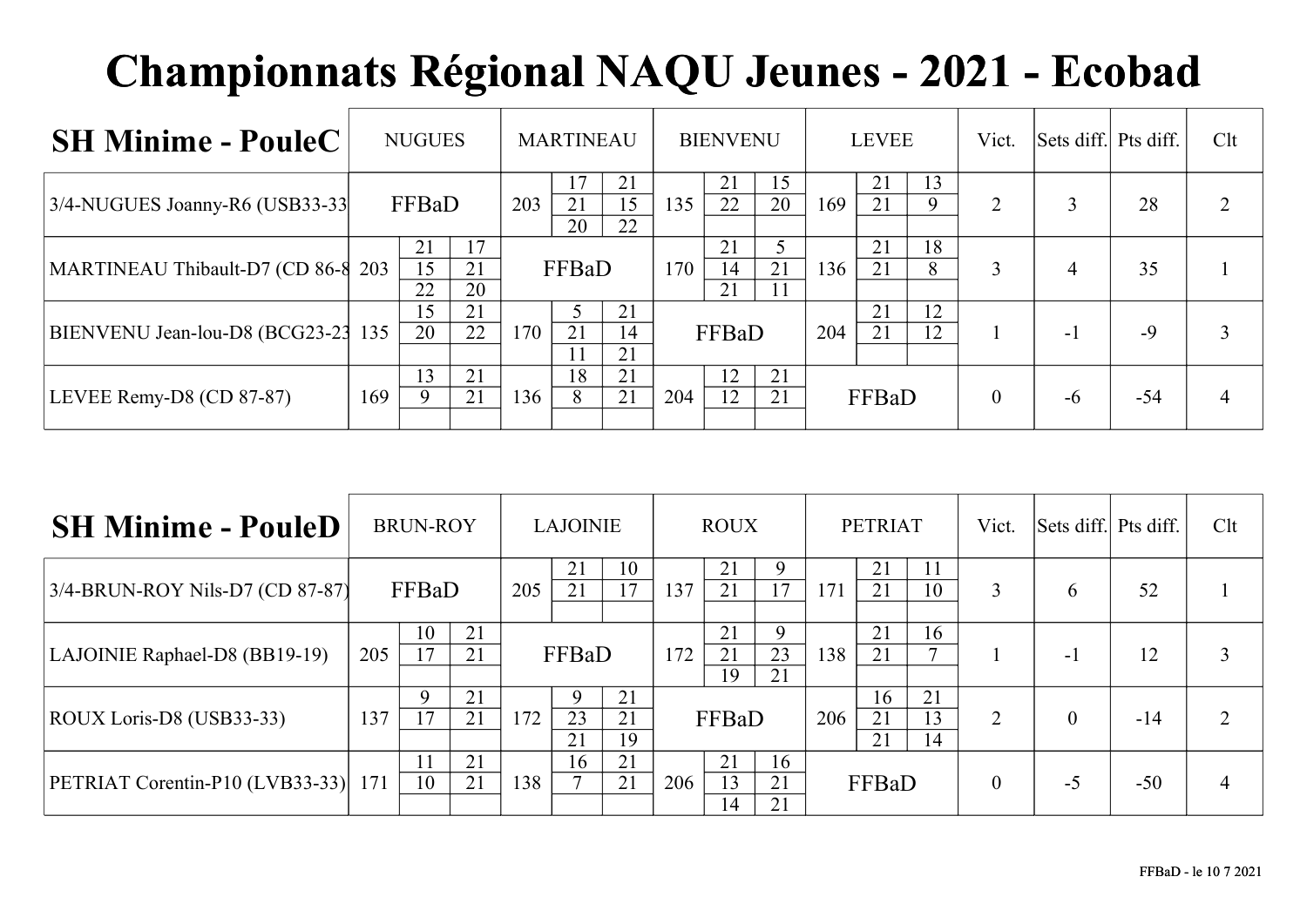# Championnats Régional NAQU Jeunes - 2021 - Ecobad

| SH Minime - PouleC | NUGUES | MARTINEAU | BIENVENU | LEVEE | Vict. | Sets diff. | Pts diff. | Clt |
|---|---|---|---|---|---|---|---|---|
| 3/4-NUGUES Joanny-R6 (USB33-33 | FFBaD | 203 17-21 21-15 20-22 | 135 21-15 22-20 | 169 21-13 21-9 | 2 | 3 | 28 | 2 |
| MARTINEAU Thibault-D7 (CD 86-8 | 203 21-17 15-21 22-20 | FFBaD | 170 21-5 14-21 21-11 | 136 21-18 21-8 | 3 | 4 | 35 | 1 |
| BIENVENU Jean-lou-D8 (BCG23-23 | 135 15-21 20-22 | 170 5-21 21-14 11-21 | FFBaD | 204 21-12 21-12 | 1 | -1 | -9 | 3 |
| LEVEE Remy-D8 (CD 87-87) | 169 13-21 9-21 | 136 18-21 8-21 | 204 12-21 12-21 | FFBaD | 0 | -6 | -54 | 4 |

| SH Minime - PouleD | BRUN-ROY | LAJOINIE | ROUX | PETRIAT | Vict. | Sets diff. | Pts diff. | Clt |
|---|---|---|---|---|---|---|---|---|
| 3/4-BRUN-ROY Nils-D7 (CD 87-87) | FFBaD | 205 21-10 21-17 | 137 21-9 21-17 | 171 21-11 21-10 | 3 | 6 | 52 | 1 |
| LAJOINIE Raphael-D8 (BB19-19) | 205 10-21 17-21 | FFBaD | 172 21-9 21-23 19-21 | 138 21-16 21-7 | 1 | -1 | 12 | 3 |
| ROUX Loris-D8 (USB33-33) | 137 9-21 17-21 | 172 9-21 23-21 21-19 | FFBaD | 206 16-21 21-13 21-14 | 2 | 0 | -14 | 2 |
| PETRIAT Corentin-P10 (LVB33-33) | 171 11-21 10-21 | 138 16-21 7-21 | 206 21-16 13-21 14-21 | FFBaD | 0 | -5 | -50 | 4 |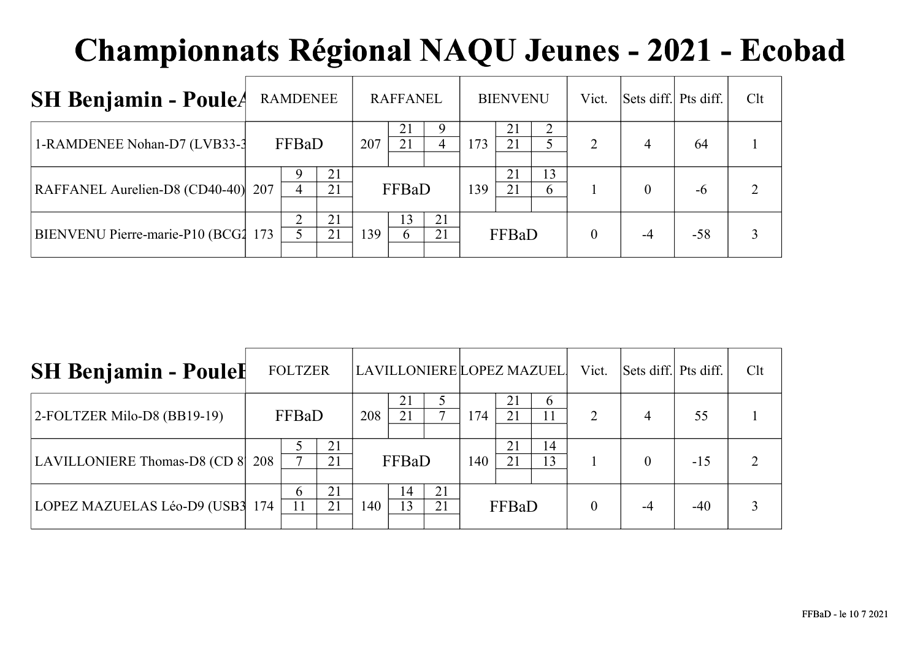# Championnats Régional NAQU Jeunes - 2021 - Ecobad

## SH Benjamin - PouleA

| SH Benjamin - PouleA | RAMDENEE | RAFFANEL | BIENVENU | Vict. | Sets diff. | Pts diff. | Clt |
|---|---|---|---|---|---|---|---|
| 1-RAMDENEE Nohan-D7 (LVB33-3 | FFBaD | 207 21-21 9-4 | 173 21-21 2-5 | 2 | 4 | 64 | 1 |
| RAFFANEL Aurelien-D8 (CD40-40) | 207 9-4 21-21 | FFBaD | 139 21-21 13-6 | 1 | 0 | -6 | 2 |
| BIENVENU Pierre-marie-P10 (BCG2 | 173 2-5 21-21 | 139 13-6 21-21 | FFBaD | 0 | -4 | -58 | 3 |

## SH Benjamin - PouleB

| SH Benjamin - PouleB | FOLTZER | LAVILLONIERE | LOPEZ MAZUEL | Vict. | Sets diff. | Pts diff. | Clt |
|---|---|---|---|---|---|---|---|
| 2-FOLTZER Milo-D8 (BB19-19) | FFBaD | 208 21-21 5-7 | 174 21-21 6-11 | 2 | 4 | 55 | 1 |
| LAVILLONIERE Thomas-D8 (CD 8 | 208 5-7 21-21 | FFBaD | 140 21-21 14-13 | 1 | 0 | -15 | 2 |
| LOPEZ MAZUELAS Léo-D9 (USB3 | 174 6-11 21-21 | 140 14-13 21-21 | FFBaD | 0 | -4 | -40 | 3 |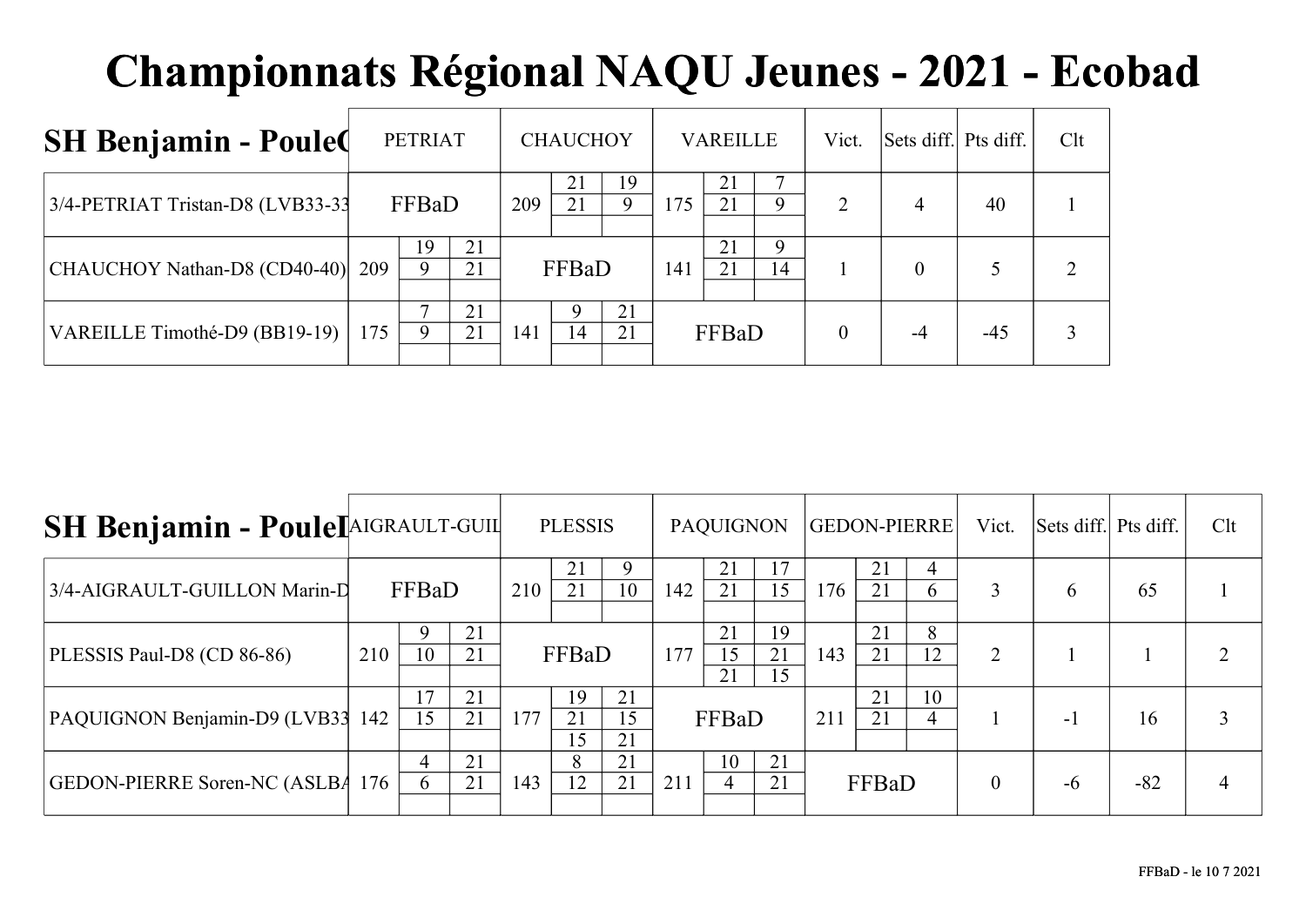# Championnats Régional NAQU Jeunes - 2021 - Ecobad

## SH Benjamin - PouleC

| SH Benjamin - PouleC | PETRIAT | CHAUCHOY | VAREILLE | Vict. | Sets diff. | Pts diff. | Clt |
|---|---|---|---|---|---|---|---|
| 3/4-PETRIAT Tristan-D8 (LVB33-33 | FFBaD | 209 21-19 21-9 | 175 21-7 21-9 | 2 | 4 | 40 | 1 |
| CHAUCHOY Nathan-D8 (CD40-40) | 209 19-21 9-21 | FFBaD | 141 21-9 21-14 | 1 | 0 | 5 | 2 |
| VAREILLE Timothé-D9 (BB19-19) | 175 7-21 9-21 | 141 9-21 14-21 | FFBaD | 0 | -4 | -45 | 3 |

## SH Benjamin - PouleD

| SH Benjamin - PouleD | AIGRAULT-GUIL | PLESSIS | PAQUIGNON | GEDON-PIERRE | Vict. | Sets diff. | Pts diff. | Clt |
|---|---|---|---|---|---|---|---|---|
| 3/4-AIGRAULT-GUILLON Marin-D | FFBaD | 210 21-9 21-10 | 142 21-17 21-15 | 176 21-4 21-6 | 3 | 6 | 65 | 1 |
| PLESSIS Paul-D8 (CD 86-86) | 210 9-21 10-21 | FFBaD | 177 21-19 15-21 21-15 | 143 21-8 21-12 | 2 | 1 | 1 | 2 |
| PAQUIGNON Benjamin-D9 (LVB33 | 142 17-21 15-21 | 177 19-21 21-15 15-21 | FFBaD | 211 21-10 21-4 | 1 | -1 | 16 | 3 |
| GEDON-PIERRE Soren-NC (ASLBA | 176 4-21 6-21 | 143 8-21 12-21 | 211 10-21 4-21 | FFBaD | 0 | -6 | -82 | 4 |